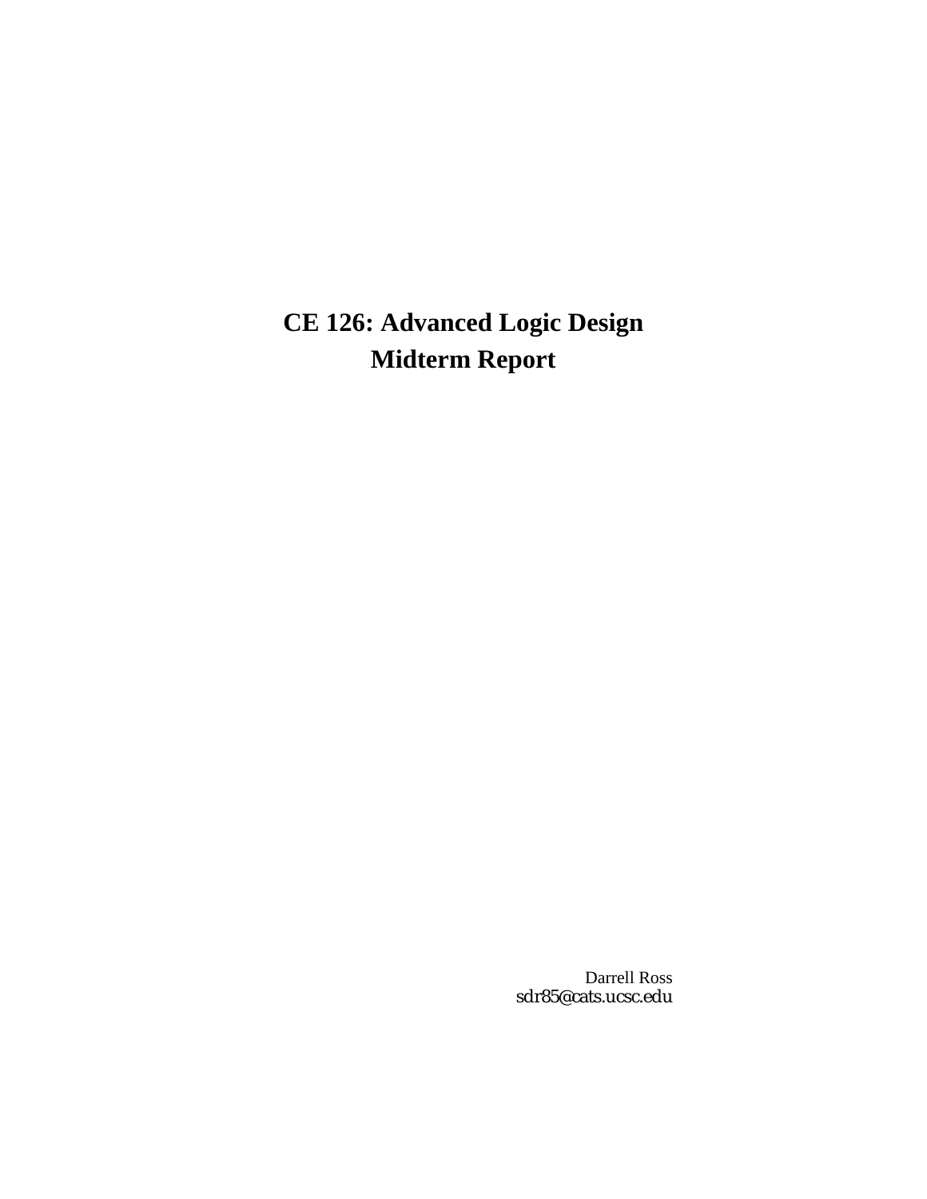# CE 126: Advanced Logic Design
# Midterm Report

Darrell Ross
sdr85@cats.ucsc.edu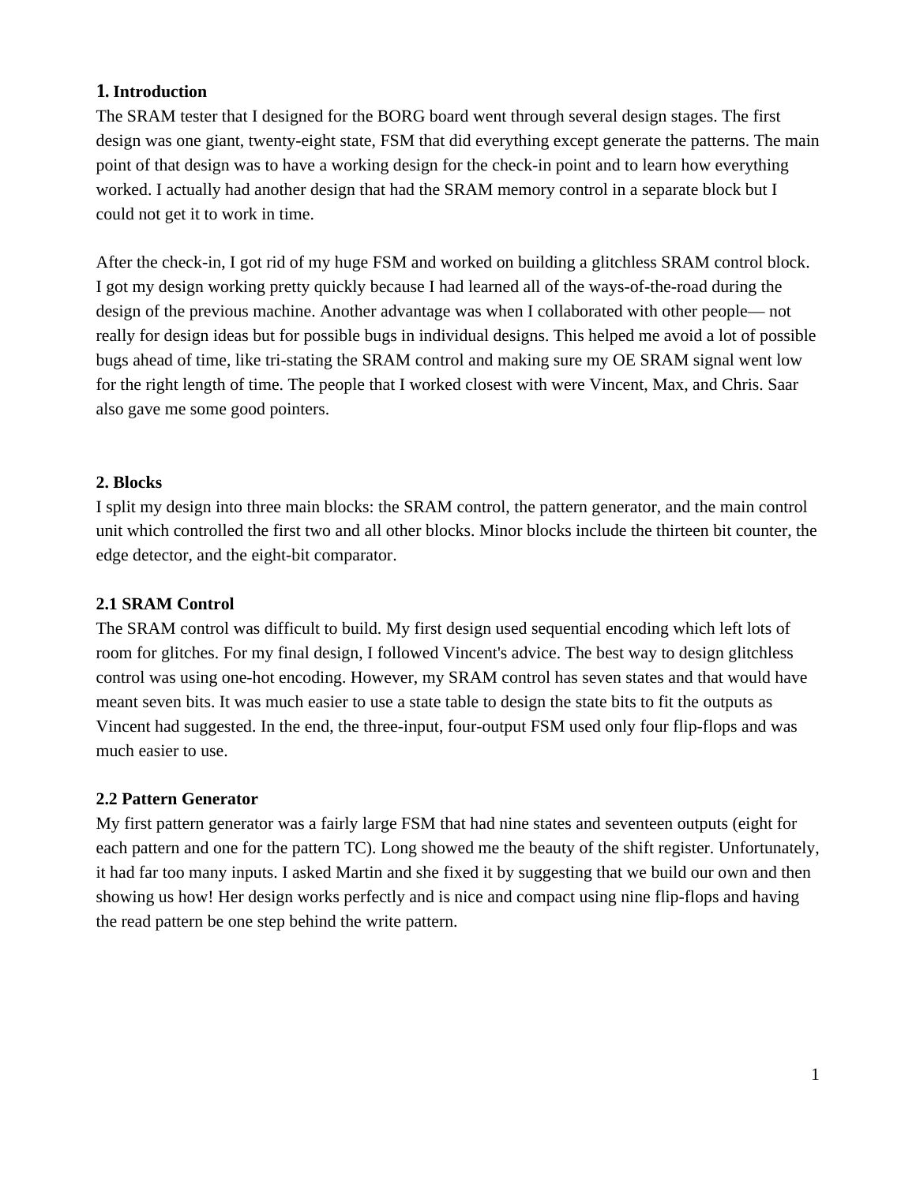## 1. Introduction

The SRAM tester that I designed for the BORG board went through several design stages. The first design was one giant, twenty-eight state, FSM that did everything except generate the patterns. The main point of that design was to have a working design for the check-in point and to learn how everything worked. I actually had another design that had the SRAM memory control in a separate block but I could not get it to work in time.

After the check-in, I got rid of my huge FSM and worked on building a glitchless SRAM control block. I got my design working pretty quickly because I had learned all of the ways-of-the-road during the design of the previous machine. Another advantage was when I collaborated with other people— not really for design ideas but for possible bugs in individual designs. This helped me avoid a lot of possible bugs ahead of time, like tri-stating the SRAM control and making sure my OE SRAM signal went low for the right length of time. The people that I worked closest with were Vincent, Max, and Chris. Saar also gave me some good pointers.

## 2. Blocks

I split my design into three main blocks: the SRAM control, the pattern generator, and the main control unit which controlled the first two and all other blocks. Minor blocks include the thirteen bit counter, the edge detector, and the eight-bit comparator.

### 2.1 SRAM Control

The SRAM control was difficult to build. My first design used sequential encoding which left lots of room for glitches. For my final design, I followed Vincent's advice. The best way to design glitchless control was using one-hot encoding. However, my SRAM control has seven states and that would have meant seven bits. It was much easier to use a state table to design the state bits to fit the outputs as Vincent had suggested. In the end, the three-input, four-output FSM used only four flip-flops and was much easier to use.

### 2.2 Pattern Generator

My first pattern generator was a fairly large FSM that had nine states and seventeen outputs (eight for each pattern and one for the pattern TC). Long showed me the beauty of the shift register. Unfortunately, it had far too many inputs. I asked Martin and she fixed it by suggesting that we build our own and then showing us how! Her design works perfectly and is nice and compact using nine flip-flops and having the read pattern be one step behind the write pattern.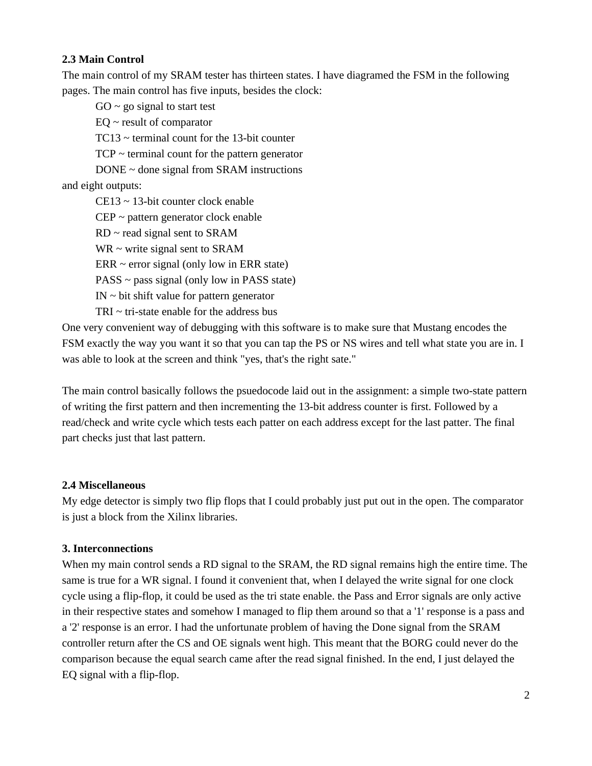### 2.3 Main Control

The main control of my SRAM tester has thirteen states. I have diagramed the FSM in the following pages. The main control has five inputs, besides the clock:

GO ~ go signal to start test  
EQ ~ result of comparator  
TC13 ~ terminal count for the 13-bit counter  
TCP ~ terminal count for the pattern generator  
DONE ~ done signal from SRAM instructions

and eight outputs:

CE13 ~ 13-bit counter clock enable  
CEP ~ pattern generator clock enable  
RD ~ read signal sent to SRAM  
WR ~ write signal sent to SRAM  
ERR ~ error signal (only low in ERR state)  
PASS ~ pass signal (only low in PASS state)  
IN ~ bit shift value for pattern generator  
TRI ~ tri-state enable for the address bus

One very convenient way of debugging with this software is to make sure that Mustang encodes the FSM exactly the way you want it so that you can tap the PS or NS wires and tell what state you are in. I was able to look at the screen and think "yes, that's the right sate."

The main control basically follows the psuedocode laid out in the assignment: a simple two-state pattern of writing the first pattern and then incrementing the 13-bit address counter is first. Followed by a read/check and write cycle which tests each patter on each address except for the last patter. The final part checks just that last pattern.

### 2.4 Miscellaneous

My edge detector is simply two flip flops that I could probably just put out in the open. The comparator is just a block from the Xilinx libraries.

### 3. Interconnections

When my main control sends a RD signal to the SRAM, the RD signal remains high the entire time. The same is true for a WR signal. I found it convenient that, when I delayed the write signal for one clock cycle using a flip-flop, it could be used as the tri state enable. the Pass and Error signals are only active in their respective states and somehow I managed to flip them around so that a '1' response is a pass and a '2' response is an error. I had the unfortunate problem of having the Done signal from the SRAM controller return after the CS and OE signals went high. This meant that the BORG could never do the comparison because the equal search came after the read signal finished. In the end, I just delayed the EQ signal with a flip-flop.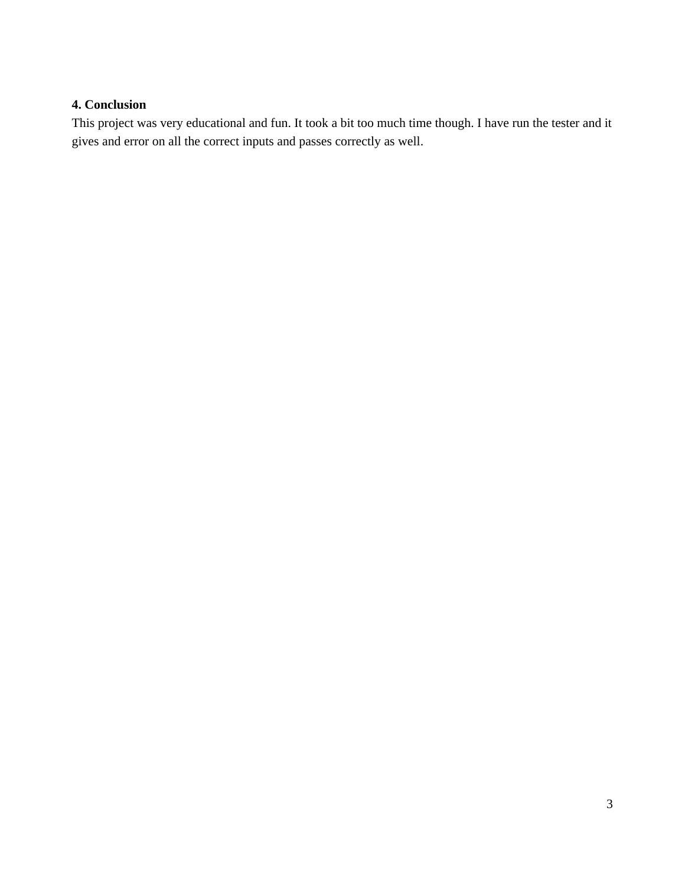**4. Conclusion**

This project was very educational and fun. It took a bit too much time though. I have run the tester and it gives and error on all the correct inputs and passes correctly as well.